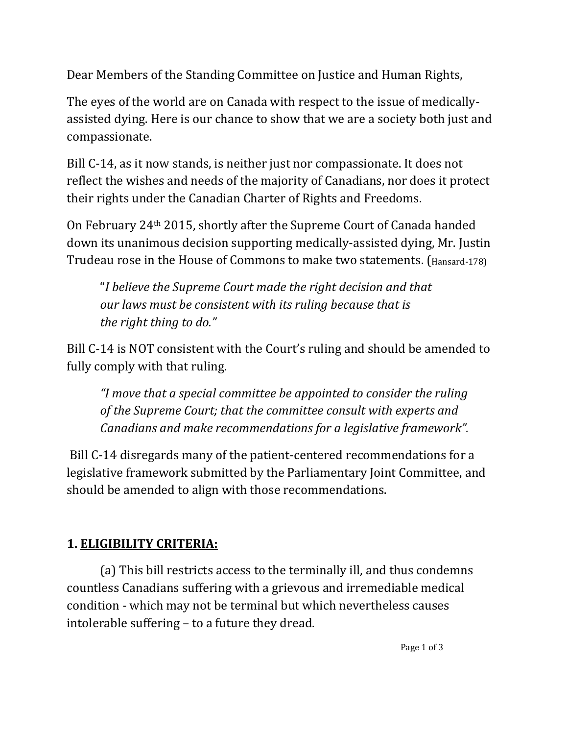Dear Members of the Standing Committee on Justice and Human Rights,

The eyes of the world are on Canada with respect to the issue of medically-assisted dying. Here is our chance to show that we are a society both just and compassionate.

Bill C-14, as it now stands, is neither just nor compassionate. It does not reflect the wishes and needs of the majority of Canadians, nor does it protect their rights under the Canadian Charter of Rights and Freedoms.

On February 24th 2015, shortly after the Supreme Court of Canada handed down its unanimous decision supporting medically-assisted dying, Mr. Justin Trudeau rose in the House of Commons to make two statements. (Hansard-178)

> "*I believe the Supreme Court made the right decision and that our laws must be consistent with its ruling because that is the right thing to do.*"

Bill C-14 is NOT consistent with the Court's ruling and should be amended to fully comply with that ruling.

> *"I move that a special committee be appointed to consider the ruling of the Supreme Court; that the committee consult with experts and Canadians and make recommendations for a legislative framework".*

Bill C-14 disregards many of the patient-centered recommendations for a legislative framework submitted by the Parliamentary Joint Committee, and should be amended to align with those recommendations.

**1. <u>ELIGIBILITY CRITERIA:</u>**

(a) This bill restricts access to the terminally ill, and thus condemns countless Canadians suffering with a grievous and irremediable medical condition - which may not be terminal but which nevertheless causes intolerable suffering – to a future they dread.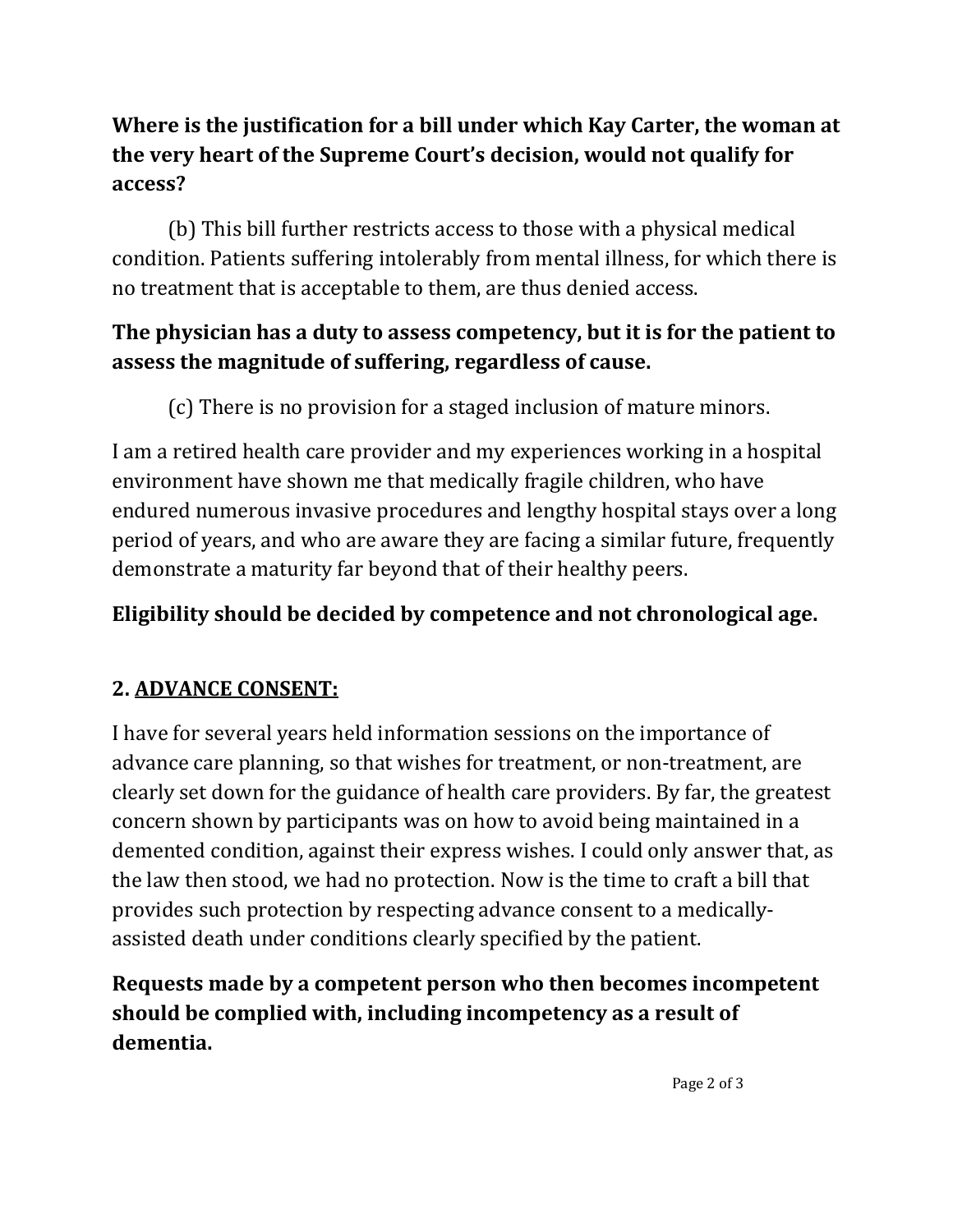**Where is the justification for a bill under which Kay Carter, the woman at the very heart of the Supreme Court's decision, would not qualify for access?**

(b) This bill further restricts access to those with a physical medical condition. Patients suffering intolerably from mental illness, for which there is no treatment that is acceptable to them, are thus denied access.

**The physician has a duty to assess competency, but it is for the patient to assess the magnitude of suffering, regardless of cause.**

(c) There is no provision for a staged inclusion of mature minors.

I am a retired health care provider and my experiences working in a hospital environment have shown me that medically fragile children, who have endured numerous invasive procedures and lengthy hospital stays over a long period of years, and who are aware they are facing a similar future, frequently demonstrate a maturity far beyond that of their healthy peers.

**Eligibility should be decided by competence and not chronological age.**

## 2. <u>ADVANCE CONSENT:</u>

I have for several years held information sessions on the importance of advance care planning, so that wishes for treatment, or non-treatment, are clearly set down for the guidance of health care providers. By far, the greatest concern shown by participants was on how to avoid being maintained in a demented condition, against their express wishes. I could only answer that, as the law then stood, we had no protection. Now is the time to craft a bill that provides such protection by respecting advance consent to a medically-assisted death under conditions clearly specified by the patient.

**Requests made by a competent person who then becomes incompetent should be complied with, including incompetency as a result of dementia.**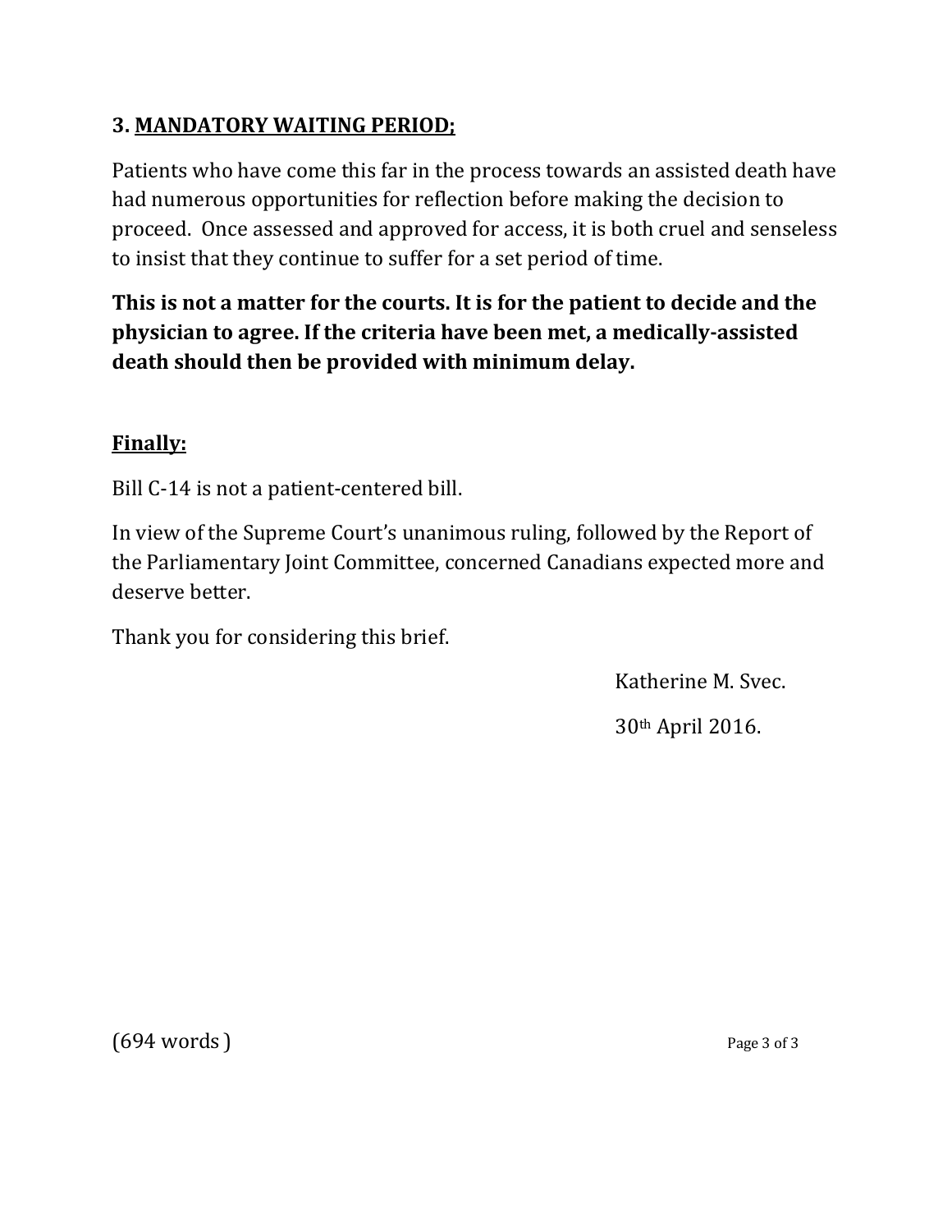### 3. MANDATORY WAITING PERIOD;

Patients who have come this far in the process towards an assisted death have had numerous opportunities for reflection before making the decision to proceed. Once assessed and approved for access, it is both cruel and senseless to insist that they continue to suffer for a set period of time.

**This is not a matter for the courts. It is for the patient to decide and the physician to agree. If the criteria have been met, a medically-assisted death should then be provided with minimum delay.**

### Finally:

Bill C-14 is not a patient-centered bill.

In view of the Supreme Court's unanimous ruling, followed by the Report of the Parliamentary Joint Committee, concerned Canadians expected more and deserve better.

Thank you for considering this brief.

Katherine M. Svec.

30th April 2016.

(694 words )